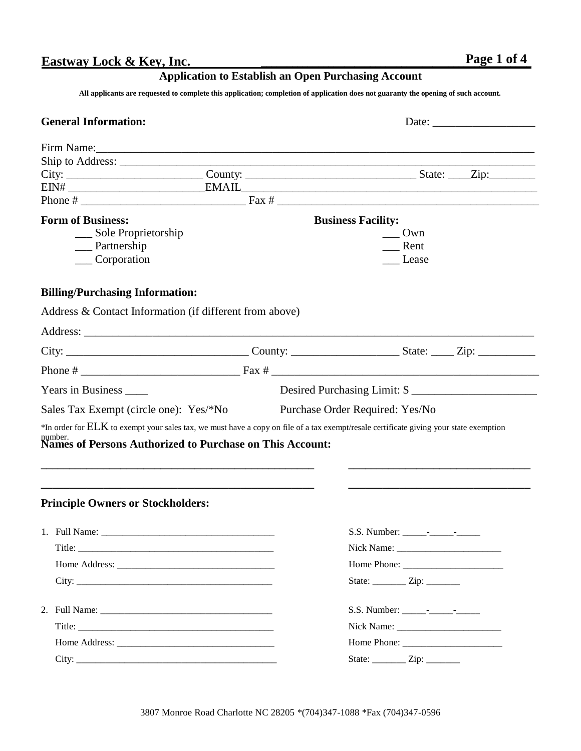**Eastway Lock & Key, Inc.**

## Application to Establish an Open Purchasing Account

**All applicants are requested to complete this application; completion of application does not guaranty the opening of such account.**

**General Information:** Date: __________________

Firm Name:_______________________________________________________________________________

Ship to Address: __________________________________________________________________________

City: _______________________ County: _____________________________ State: ____Zip:________

EIN# ________________________EMAIL_____________________________________________________

Phone # _____________________________ Fax # ______________________________________________

**Form of Business:**

___ Sole Proprietorship

___ Partnership

___ Corporation

**Business Facility:**

___ Own

___ Rent

___ Lease

**Billing/Purchasing Information:**

Address & Contact Information (if different from above)

Address: _______________________________________________________________________________

City: _______________________________ County: __________________ State: ____ Zip: __________

Phone # ___________________________ Fax # ______________________________________________

Years in Business ____ Desired Purchasing Limit: $ _____________________

Sales Tax Exempt (circle one): Yes/*No Purchase Order Required: Yes/No

*In order for ELK to exempt your sales tax, we must have a copy on file of a tax exempt/resale certificate giving your state exemption number.

**Names of Persons Authorized to Purchase on This Account:**

_______________________________________________ _______________________________

_______________________________________________ _______________________________

**Principle Owners or Stockholders:**

1. Full Name: ____________________________________ S.S. Number: _____-_____-_____
   Title: __________________________________________ Nick Name: ______________________
   Home Address: ________________________________ Home Phone: _____________________
   City: __________________________________________ State: _______ Zip: _______

2. Full Name: ____________________________________ S.S. Number: _____-_____-_____
   Title: __________________________________________ Nick Name: ______________________
   Home Address: ________________________________ Home Phone: _____________________
   City: __________________________________________ State: _______ Zip: _______

3807 Monroe Road Charlotte NC 28205 *(704)347-1088 *Fax (704)347-0596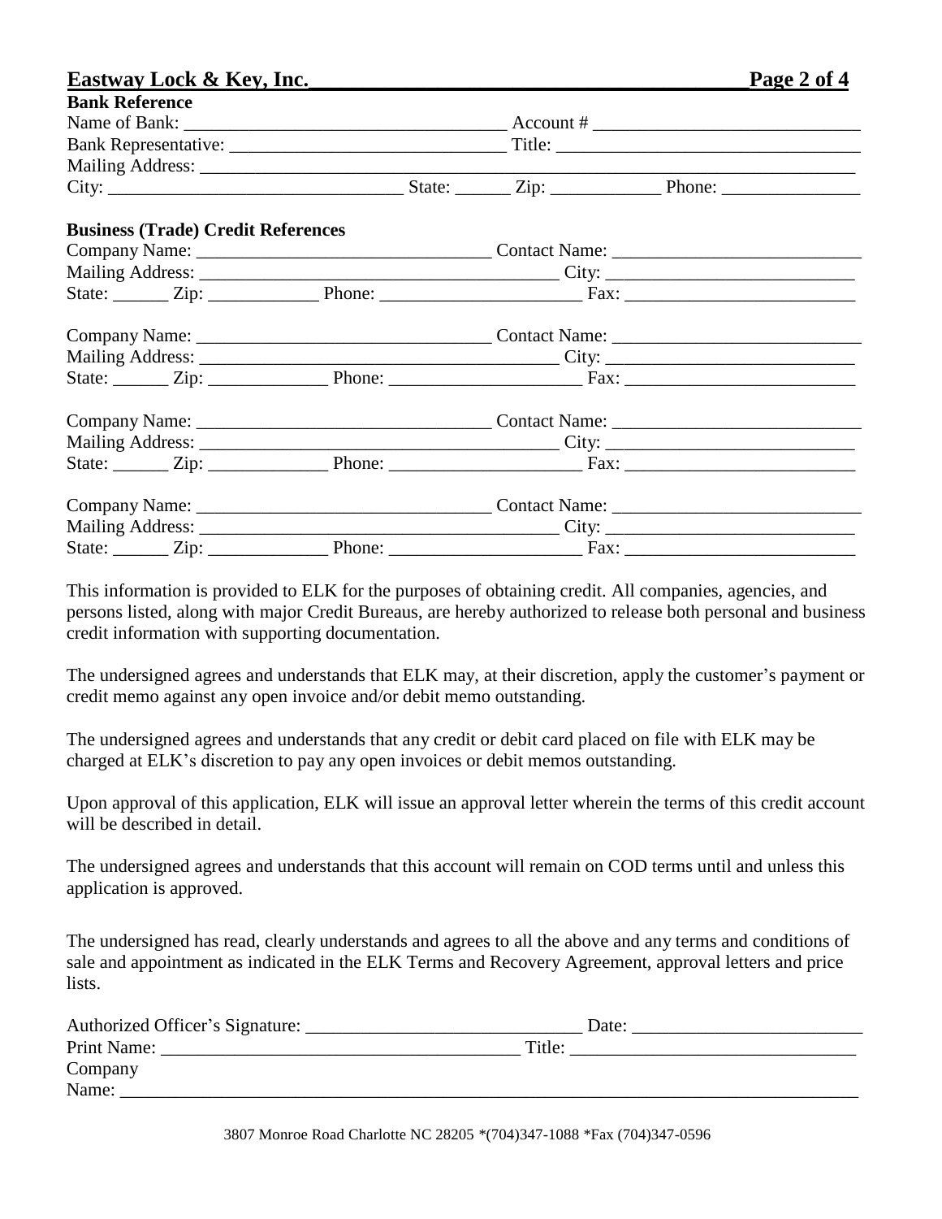**Eastway Lock & Key, Inc.**

**Bank Reference**

Name of Bank: ___________________________________ Account # ____________________________

Bank Representative: ______________________________ Title: _________________________________

Mailing Address: __________________________________________________________________________

City: _______________________________ State: ______ Zip: ____________ Phone: _______________

**Business (Trade) Credit References**

Company Name: _______________________________ Contact Name: ___________________________

Mailing Address: ______________________________________ City: ___________________________

State: ______ Zip: ____________ Phone: _____________________ Fax: _________________________

Company Name: _______________________________ Contact Name: ___________________________

Mailing Address: ______________________________________ City: ___________________________

State: ______ Zip: _____________ Phone: ____________________ Fax: _________________________

Company Name: _______________________________ Contact Name: ___________________________

Mailing Address: ______________________________________ City: ___________________________

State: ______ Zip: _____________ Phone: ____________________ Fax: _________________________

Company Name: _______________________________ Contact Name: ___________________________

Mailing Address: ______________________________________ City: ___________________________

State: ______ Zip: _____________ Phone: ____________________ Fax: _________________________

This information is provided to ELK for the purposes of obtaining credit. All companies, agencies, and persons listed, along with major Credit Bureaus, are hereby authorized to release both personal and business credit information with supporting documentation.

The undersigned agrees and understands that ELK may, at their discretion, apply the customer's payment or credit memo against any open invoice and/or debit memo outstanding.

The undersigned agrees and understands that any credit or debit card placed on file with ELK may be charged at ELK's discretion to pay any open invoices or debit memos outstanding.

Upon approval of this application, ELK will issue an approval letter wherein the terms of this credit account will be described in detail.

The undersigned agrees and understands that this account will remain on COD terms until and unless this application is approved.

The undersigned has read, clearly understands and agrees to all the above and any terms and conditions of sale and appointment as indicated in the ELK Terms and Recovery Agreement, approval letters and price lists.

Authorized Officer's Signature: ______________________________ Date: _________________________

Print Name: ______________________________________ Title: ______________________________

Company Name: ___________________________________________________________________________

3807 Monroe Road Charlotte NC 28205 *(704)347-1088 *Fax (704)347-0596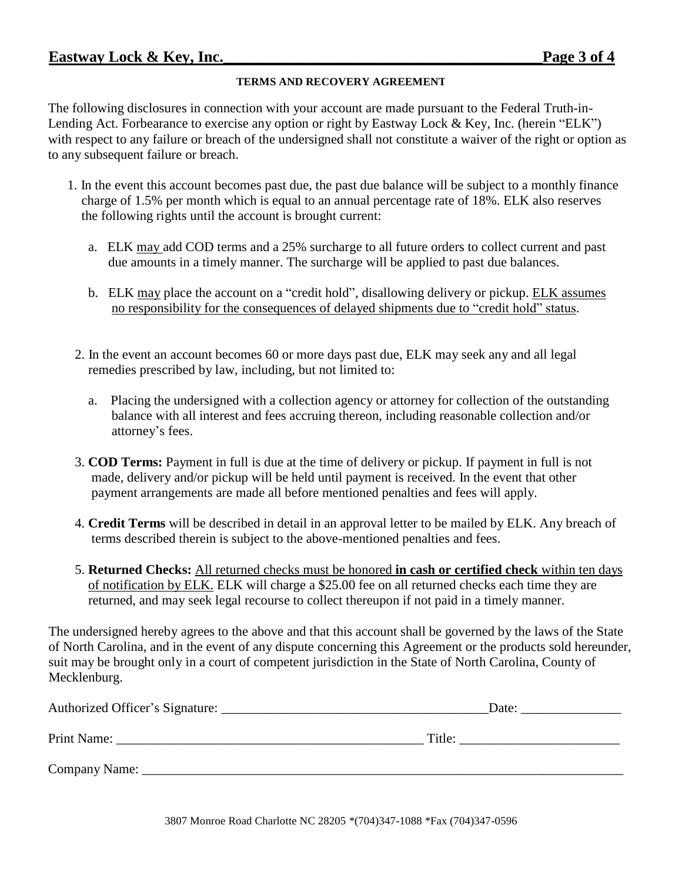# TERMS AND RECOVERY AGREEMENT

The following disclosures in connection with your account are made pursuant to the Federal Truth-in-Lending Act. Forbearance to exercise any option or right by Eastway Lock & Key, Inc. (herein "ELK") with respect to any failure or breach of the undersigned shall not constitute a waiver of the right or option as to any subsequent failure or breach.

1. In the event this account becomes past due, the past due balance will be subject to a monthly finance charge of 1.5% per month which is equal to an annual percentage rate of 18%. ELK also reserves the following rights until the account is brought current:

   a. ELK <u>may</u> add COD terms and a 25% surcharge to all future orders to collect current and past due amounts in a timely manner. The surcharge will be applied to past due balances.

   b. ELK <u>may</u> place the account on a "credit hold", disallowing delivery or pickup. <u>ELK assumes no responsibility for the consequences of delayed shipments due to "credit hold" status</u>.

2. In the event an account becomes 60 or more days past due, ELK may seek any and all legal remedies prescribed by law, including, but not limited to:

   a. Placing the undersigned with a collection agency or attorney for collection of the outstanding balance with all interest and fees accruing thereon, including reasonable collection and/or attorney's fees.

3. **COD Terms:** Payment in full is due at the time of delivery or pickup. If payment in full is not made, delivery and/or pickup will be held until payment is received. In the event that other payment arrangements are made all before mentioned penalties and fees will apply.

4. **Credit Terms** will be described in detail in an approval letter to be mailed by ELK. Any breach of terms described therein is subject to the above-mentioned penalties and fees.

5. **Returned Checks:** <u>All returned checks must be honored **in cash or certified check** within ten days of notification by ELK.</u> ELK will charge a $25.00 fee on all returned checks each time they are returned, and may seek legal recourse to collect thereupon if not paid in a timely manner.

The undersigned hereby agrees to the above and that this account shall be governed by the laws of the State of North Carolina, and in the event of any dispute concerning this Agreement or the products sold hereunder, suit may be brought only in a court of competent jurisdiction in the State of North Carolina, County of Mecklenburg.

Authorized Officer's Signature: ________________________________________ Date: _______________

Print Name: ______________________________________________ Title: ________________________

Company Name: ___________________________________________________________________________

3807 Monroe Road Charlotte NC 28205 *(704)347-1088 *Fax (704)347-0596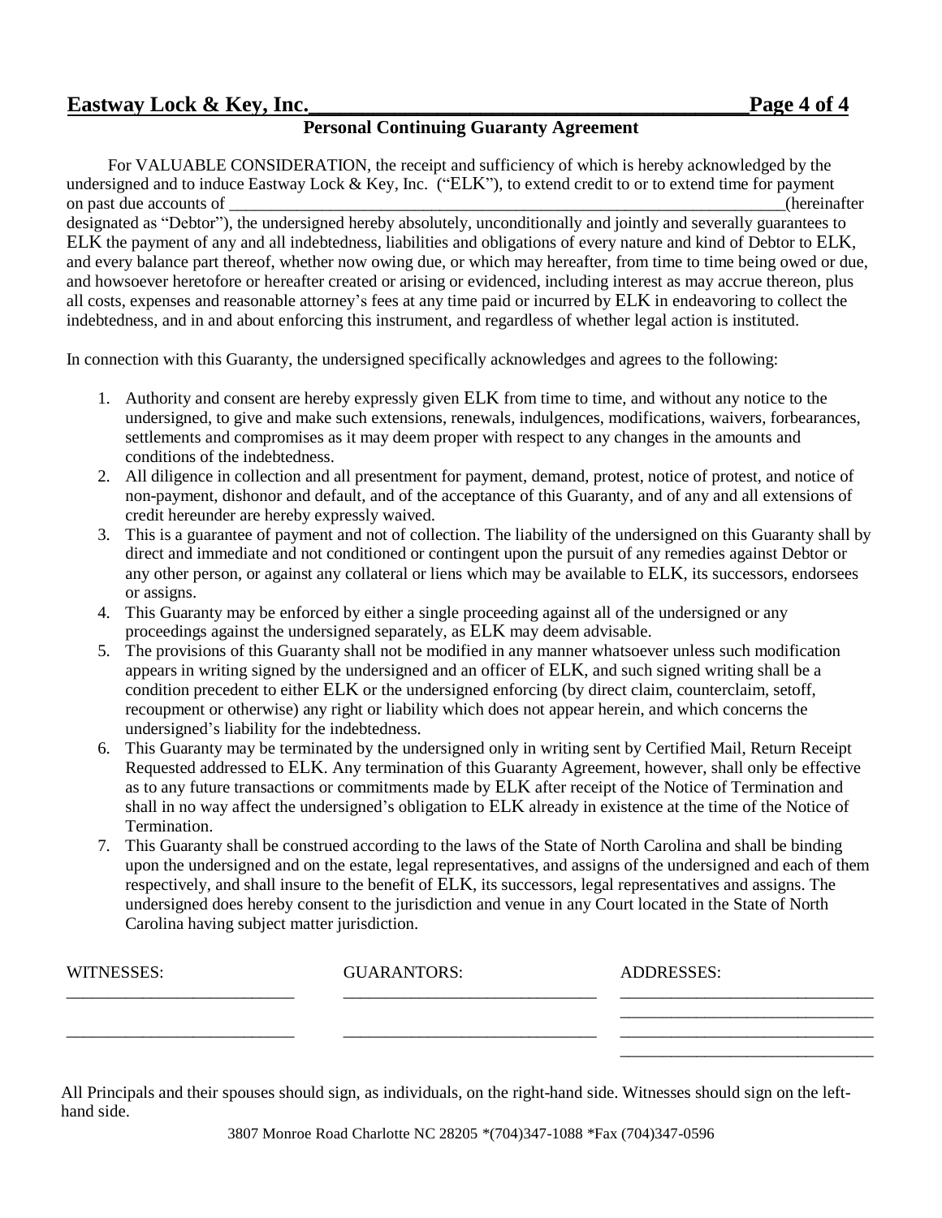## Personal Continuing Guaranty Agreement

For VALUABLE CONSIDERATION, the receipt and sufficiency of which is hereby acknowledged by the undersigned and to induce Eastway Lock & Key, Inc. ("ELK"), to extend credit to or to extend time for payment on past due accounts of ______________________________________________________________________(hereinafter designated as "Debtor"), the undersigned hereby absolutely, unconditionally and jointly and severally guarantees to ELK the payment of any and all indebtedness, liabilities and obligations of every nature and kind of Debtor to ELK, and every balance part thereof, whether now owing due, or which may hereafter, from time to time being owed or due, and howsoever heretofore or hereafter created or arising or evidenced, including interest as may accrue thereon, plus all costs, expenses and reasonable attorney's fees at any time paid or incurred by ELK in endeavoring to collect the indebtedness, and in and about enforcing this instrument, and regardless of whether legal action is instituted.

In connection with this Guaranty, the undersigned specifically acknowledges and agrees to the following:

1. Authority and consent are hereby expressly given ELK from time to time, and without any notice to the undersigned, to give and make such extensions, renewals, indulgences, modifications, waivers, forbearances, settlements and compromises as it may deem proper with respect to any changes in the amounts and conditions of the indebtedness.
2. All diligence in collection and all presentment for payment, demand, protest, notice of protest, and notice of non-payment, dishonor and default, and of the acceptance of this Guaranty, and of any and all extensions of credit hereunder are hereby expressly waived.
3. This is a guarantee of payment and not of collection. The liability of the undersigned on this Guaranty shall by direct and immediate and not conditioned or contingent upon the pursuit of any remedies against Debtor or any other person, or against any collateral or liens which may be available to ELK, its successors, endorsees or assigns.
4. This Guaranty may be enforced by either a single proceeding against all of the undersigned or any proceedings against the undersigned separately, as ELK may deem advisable.
5. The provisions of this Guaranty shall not be modified in any manner whatsoever unless such modification appears in writing signed by the undersigned and an officer of ELK, and such signed writing shall be a condition precedent to either ELK or the undersigned enforcing (by direct claim, counterclaim, setoff, recoupment or otherwise) any right or liability which does not appear herein, and which concerns the undersigned's liability for the indebtedness.
6. This Guaranty may be terminated by the undersigned only in writing sent by Certified Mail, Return Receipt Requested addressed to ELK. Any termination of this Guaranty Agreement, however, shall only be effective as to any future transactions or commitments made by ELK after receipt of the Notice of Termination and shall in no way affect the undersigned's obligation to ELK already in existence at the time of the Notice of Termination.
7. This Guaranty shall be construed according to the laws of the State of North Carolina and shall be binding upon the undersigned and on the estate, legal representatives, and assigns of the undersigned and each of them respectively, and shall insure to the benefit of ELK, its successors, legal representatives and assigns. The undersigned does hereby consent to the jurisdiction and venue in any Court located in the State of North Carolina having subject matter jurisdiction.

| WITNESSES: | GUARANTORS: | ADDRESSES: |
|---|---|---|
| ___________________________ | ______________________________ | ______________________________ |
| | | ______________________________ |
| ___________________________ | ______________________________ | ______________________________ |
| | | ______________________________ |

All Principals and their spouses should sign, as individuals, on the right-hand side. Witnesses should sign on the left-hand side.

3807 Monroe Road Charlotte NC 28205 *(704)347-1088 *Fax (704)347-0596